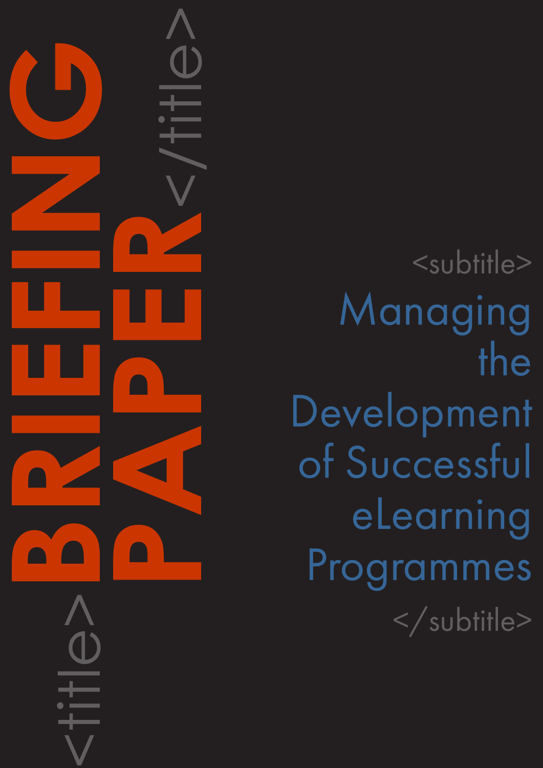# BRIEFING PAPER

## Managing the Development of Successful eLearning Programmes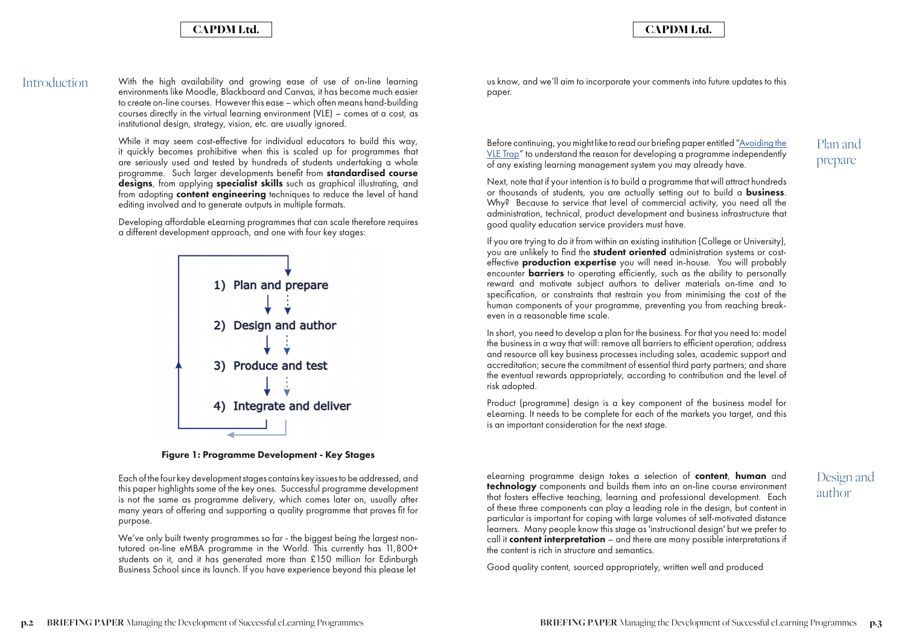## Introduction

With the high availability and growing ease of use of on-line learning environments like Moodle, Blackboard and Canvas, it has become much easier to create on-line courses. However this ease – which often means hand-building courses directly in the virtual learning environment (VLE) – comes at a cost, as institutional design, strategy, vision, etc. are usually ignored.

While it may seem cost-effective for individual educators to build this way, it quickly becomes prohibitive when this is scaled up for programmes that are seriously used and tested by hundreds of students undertaking a whole programme. Such larger developments benefit from **standardised course designs**, from applying **specialist skills** such as graphical illustrating, and from adopting **content engineering** techniques to reduce the level of hand editing involved and to generate outputs in multiple formats.

Developing affordable eLearning programmes that can scale therefore requires a different development approach, and one with four key stages:

1) Plan and prepare
2) Design and author
3) Produce and test
4) Integrate and deliver

**Figure 1: Programme Development - Key Stages**

Each of the four key development stages contains key issues to be addressed, and this paper highlights some of the key ones. Successful programme development is not the same as programme delivery, which comes later on, usually after many years of offering and supporting a quality programme that proves fit for purpose.

We've only built twenty programmes so far - the biggest being the largest non-tutored on-line eMBA programme in the World. This currently has 11,800+ students on it, and it has generated more than £150 million for Edinburgh Business School since its launch. If you have experience beyond this please let us know, and we'll aim to incorporate your comments into future updates to this paper.

## Plan and prepare

Before continuing, you might like to read our briefing paper entitled "Avoiding the VLE Trap" to understand the reason for developing a programme independently of any existing learning management system you may already have.

Next, note that if your intention is to build a programme that will attract hundreds or thousands of students, you are actually setting out to build a **business**. Why? Because to service that level of commercial activity, you need all the administration, technical, product development and business infrastructure that good quality education service providers must have.

If you are trying to do it from within an existing institution (College or University), you are unlikely to find the **student oriented** administration systems or cost-effective **production expertise** you will need in-house. You will probably encounter **barriers** to operating efficiently, such as the ability to personally reward and motivate subject authors to deliver materials on-time and to specification, or constraints that restrain you from minimising the cost of the human components of your programme, preventing you from reaching break-even in a reasonable time scale.

In short, you need to develop a plan for the business. For that you need to: model the business in a way that will: remove all barriers to efficient operation; address and resource all key business processes including sales, academic support and accreditation; secure the commitment of essential third party partners; and share the eventual rewards appropriately, according to contribution and the level of risk adopted.

Product (programme) design is a key component of the business model for eLearning. It needs to be complete for each of the markets you target, and this is an important consideration for the next stage.

## Design and author

eLearning programme design takes a selection of **content**, **human** and **technology** components and builds them into an on-line course environment that fosters effective teaching, learning and professional development. Each of these three components can play a leading role in the design, but content in particular is important for coping with large volumes of self-motivated distance learners. Many people know this stage as 'instructional design' but we prefer to call it **content interpretation** – and there are many possible interpretations if the content is rich in structure and semantics.

Good quality content, sourced appropriately, written well and produced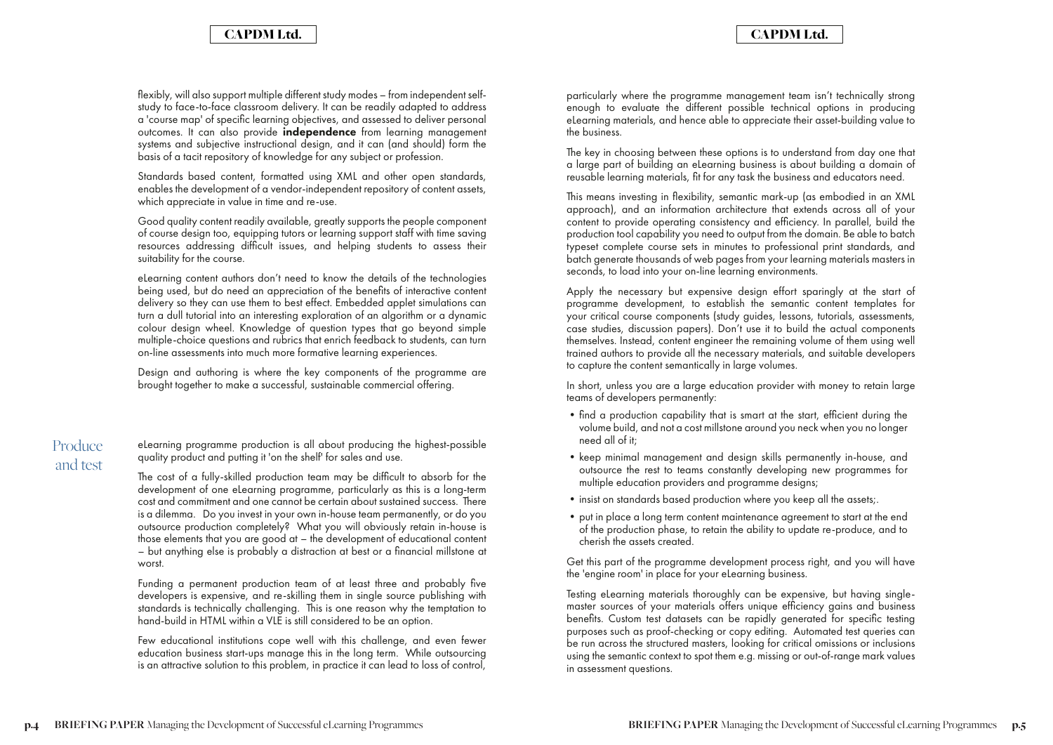flexibly, will also support multiple different study modes – from independent self-study to face-to-face classroom delivery. It can be readily adapted to address a 'course map' of specific learning objectives, and assessed to deliver personal outcomes. It can also provide **independence** from learning management systems and subjective instructional design, and it can (and should) form the basis of a tacit repository of knowledge for any subject or profession.

Standards based content, formatted using XML and other open standards, enables the development of a vendor-independent repository of content assets, which appreciate in value in time and re-use.

Good quality content readily available, greatly supports the people component of course design too, equipping tutors or learning support staff with time saving resources addressing difficult issues, and helping students to assess their suitability for the course.

eLearning content authors don't need to know the details of the technologies being used, but do need an appreciation of the benefits of interactive content delivery so they can use them to best effect. Embedded applet simulations can turn a dull tutorial into an interesting exploration of an algorithm or a dynamic colour design wheel. Knowledge of question types that go beyond simple multiple-choice questions and rubrics that enrich feedback to students, can turn on-line assessments into much more formative learning experiences.

Design and authoring is where the key components of the programme are brought together to make a successful, sustainable commercial offering.

## Produce and test

eLearning programme production is all about producing the highest-possible quality product and putting it 'on the shelf' for sales and use.

The cost of a fully-skilled production team may be difficult to absorb for the development of one eLearning programme, particularly as this is a long-term cost and commitment and one cannot be certain about sustained success. There is a dilemma. Do you invest in your own in-house team permanently, or do you outsource production completely? What you will obviously retain in-house is those elements that you are good at – the development of educational content – but anything else is probably a distraction at best or a financial millstone at worst.

Funding a permanent production team of at least three and probably five developers is expensive, and re-skilling them in single source publishing with standards is technically challenging. This is one reason why the temptation to hand-build in HTML within a VLE is still considered to be an option.

Few educational institutions cope well with this challenge, and even fewer education business start-ups manage this in the long term. While outsourcing is an attractive solution to this problem, in practice it can lead to loss of control, particularly where the programme management team isn't technically strong enough to evaluate the different possible technical options in producing eLearning materials, and hence able to appreciate their asset-building value to the business.

The key in choosing between these options is to understand from day one that a large part of building an eLearning business is about building a domain of reusable learning materials, fit for any task the business and educators need.

This means investing in flexibility, semantic mark-up (as embodied in an XML approach), and an information architecture that extends across all of your content to provide operating consistency and efficiency. In parallel, build the production tool capability you need to output from the domain. Be able to batch typeset complete course sets in minutes to professional print standards, and batch generate thousands of web pages from your learning materials masters in seconds, to load into your on-line learning environments.

Apply the necessary but expensive design effort sparingly at the start of programme development, to establish the semantic content templates for your critical course components (study guides, lessons, tutorials, assessments, case studies, discussion papers). Don't use it to build the actual components themselves. Instead, content engineer the remaining volume of them using well trained authors to provide all the necessary materials, and suitable developers to capture the content semantically in large volumes.

In short, unless you are a large education provider with money to retain large teams of developers permanently:

- find a production capability that is smart at the start, efficient during the volume build, and not a cost millstone around you neck when you no longer need all of it;
- keep minimal management and design skills permanently in-house, and outsource the rest to teams constantly developing new programmes for multiple education providers and programme designs;
- insist on standards based production where you keep all the assets;.
- put in place a long term content maintenance agreement to start at the end of the production phase, to retain the ability to update re-produce, and to cherish the assets created.

Get this part of the programme development process right, and you will have the 'engine room' in place for your eLearning business.

Testing eLearning materials thoroughly can be expensive, but having single-master sources of your materials offers unique efficiency gains and business benefits. Custom test datasets can be rapidly generated for specific testing purposes such as proof-checking or copy editing. Automated test queries can be run across the structured masters, looking for critical omissions or inclusions using the semantic context to spot them e.g. missing or out-of-range mark values in assessment questions.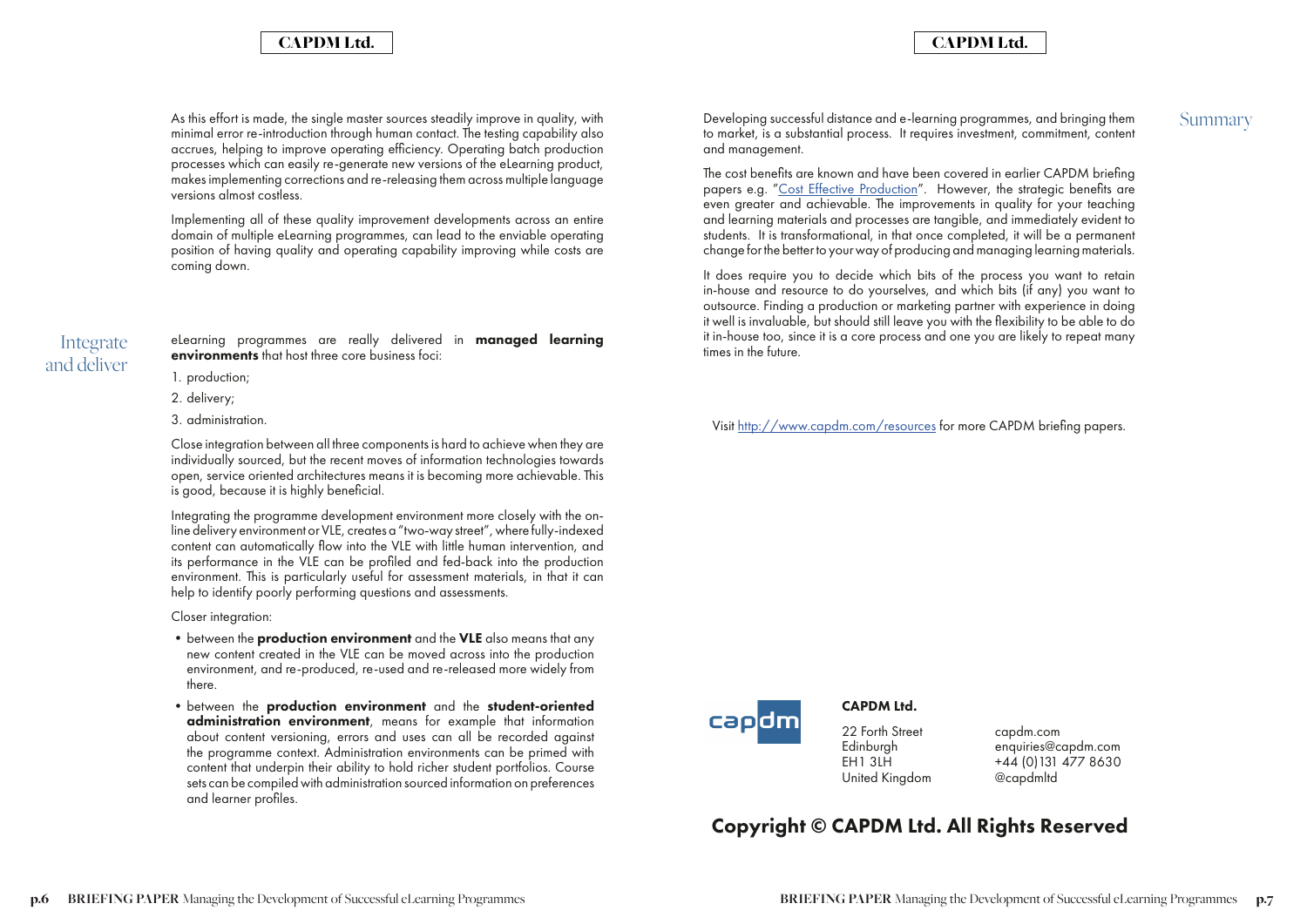As this effort is made, the single master sources steadily improve in quality, with minimal error re-introduction through human contact. The testing capability also accrues, helping to improve operating efficiency. Operating batch production processes which can easily re-generate new versions of the eLearning product, makes implementing corrections and re-releasing them across multiple language versions almost costless.

Implementing all of these quality improvement developments across an entire domain of multiple eLearning programmes, can lead to the enviable operating position of having quality and operating capability improving while costs are coming down.

## Integrate and deliver

eLearning programmes are really delivered in **managed learning environments** that host three core business foci:

1. production;
2. delivery;
3. administration.

Close integration between all three components is hard to achieve when they are individually sourced, but the recent moves of information technologies towards open, service oriented architectures means it is becoming more achievable. This is good, because it is highly beneficial.

Integrating the programme development environment more closely with the on-line delivery environment or VLE, creates a "two-way street", where fully-indexed content can automatically flow into the VLE with little human intervention, and its performance in the VLE can be profiled and fed-back into the production environment. This is particularly useful for assessment materials, in that it can help to identify poorly performing questions and assessments.

Closer integration:

- between the **production environment** and the **VLE** also means that any new content created in the VLE can be moved across into the production environment, and re-produced, re-used and re-released more widely from there.
- between the **production environment** and the **student-oriented administration environment**, means for example that information about content versioning, errors and uses can all be recorded against the programme context. Administration environments can be primed with content that underpin their ability to hold richer student portfolios. Course sets can be compiled with administration sourced information on preferences and learner profiles.

## Summary

Developing successful distance and e-learning programmes, and bringing them to market, is a substantial process. It requires investment, commitment, content and management.

The cost benefits are known and have been covered in earlier CAPDM briefing papers e.g. "Cost Effective Production". However, the strategic benefits are even greater and achievable. The improvements in quality for your teaching and learning materials and processes are tangible, and immediately evident to students. It is transformational, in that once completed, it will be a permanent change for the better to your way of producing and managing learning materials.

It does require you to decide which bits of the process you want to retain in-house and resource to do yourselves, and which bits (if any) you want to outsource. Finding a production or marketing partner with experience in doing it well is invaluable, but should still leave you with the flexibility to be able to do it in-house too, since it is a core process and one you are likely to repeat many times in the future.

Visit http://www.capdm.com/resources for more CAPDM briefing papers.

capdm

**CAPDM Ltd.**

22 Forth Street
Edinburgh
EH1 3LH
United Kingdom

capdm.com
enquiries@capdm.com
+44 (0)131 477 8630
@capdmltd

**Copyright © CAPDM Ltd. All Rights Reserved**